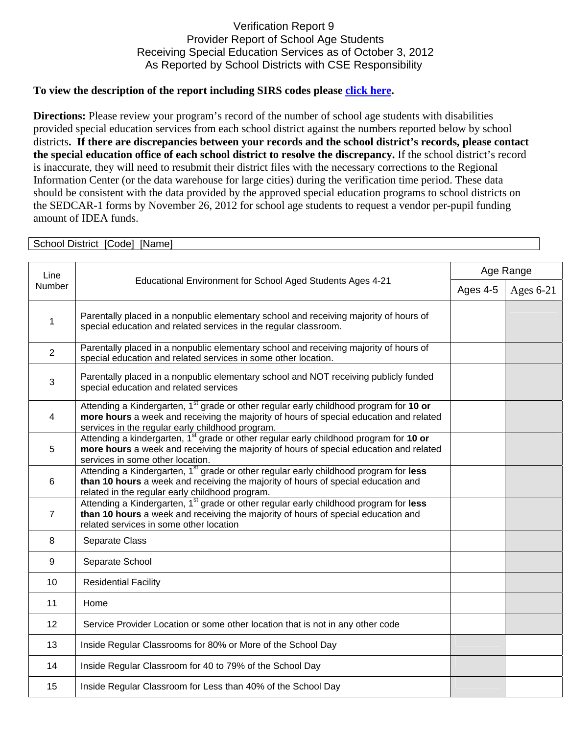# Verification Report 9
## Provider Report of School Age Students Receiving Special Education Services as of October 3, 2012 As Reported by School Districts with CSE Responsibility

**To view the description of the report including SIRS codes please click here.**

**Directions:** Please review your program's record of the number of school age students with disabilities provided special education services from each school district against the numbers reported below by school districts**. If there are discrepancies between your records and the school district's records, please contact the special education office of each school district to resolve the discrepancy.** If the school district's record is inaccurate, they will need to resubmit their district files with the necessary corrections to the Regional Information Center (or the data warehouse for large cities) during the verification time period. These data should be consistent with the data provided by the approved special education programs to school districts on the SEDCAR-1 forms by November 26, 2012 for school age students to request a vendor per-pupil funding amount of IDEA funds.

| School District [Code] [Name] |
|---|

| Line Number | Educational Environment for School Aged Students Ages 4-21 | Age Range | |
|---|---|---|---|
| | | Ages 4-5 | Ages 6-21 |
| 1 | Parentally placed in a nonpublic elementary school and receiving majority of hours of special education and related services in the regular classroom. | | |
| 2 | Parentally placed in a nonpublic elementary school and receiving majority of hours of special education and related services in some other location. | | |
| 3 | Parentally placed in a nonpublic elementary school and NOT receiving publicly funded special education and related services | | |
| 4 | Attending a Kindergarten, 1st grade or other regular early childhood program for **10 or more hours** a week and receiving the majority of hours of special education and related services in the regular early childhood program. | | |
| 5 | Attending a kindergarten, 1st grade or other regular early childhood program for **10 or more hours** a week and receiving the majority of hours of special education and related services in some other location. | | |
| 6 | Attending a Kindergarten, 1st grade or other regular early childhood program for **less than 10 hours** a week and receiving the majority of hours of special education and related in the regular early childhood program. | | |
| 7 | Attending a Kindergarten, 1st grade or other regular early childhood program for **less than 10 hours** a week and receiving the majority of hours of special education and related services in some other location | | |
| 8 | Separate Class | | |
| 9 | Separate School | | |
| 10 | Residential Facility | | |
| 11 | Home | | |
| 12 | Service Provider Location or some other location that is not in any other code | | |
| 13 | Inside Regular Classrooms for 80% or More of the School Day | | |
| 14 | Inside Regular Classroom for 40 to 79% of the School Day | | |
| 15 | Inside Regular Classroom for Less than 40% of the School Day | | |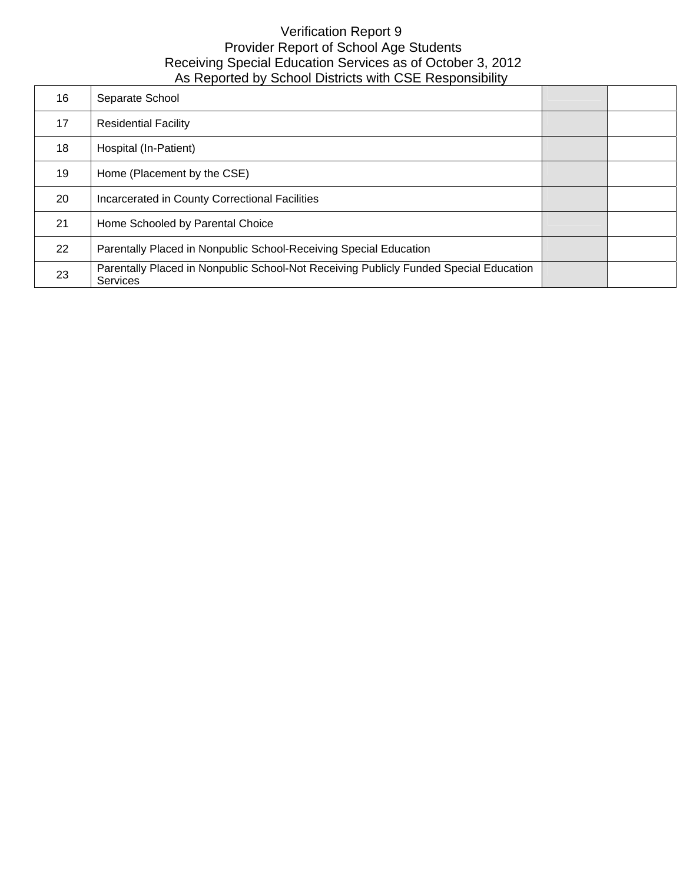Verification Report 9
Provider Report of School Age Students
Receiving Special Education Services as of October 3, 2012
As Reported by School Districts with CSE Responsibility

| | | | |
|---|---|---|---|
| 16 | Separate School | | |
| 17 | Residential Facility | | |
| 18 | Hospital (In-Patient) | | |
| 19 | Home (Placement by the CSE) | | |
| 20 | Incarcerated in County Correctional Facilities | | |
| 21 | Home Schooled by Parental Choice | | |
| 22 | Parentally Placed in Nonpublic School-Receiving Special Education | | |
| 23 | Parentally Placed in Nonpublic School-Not Receiving Publicly Funded Special Education Services | | |